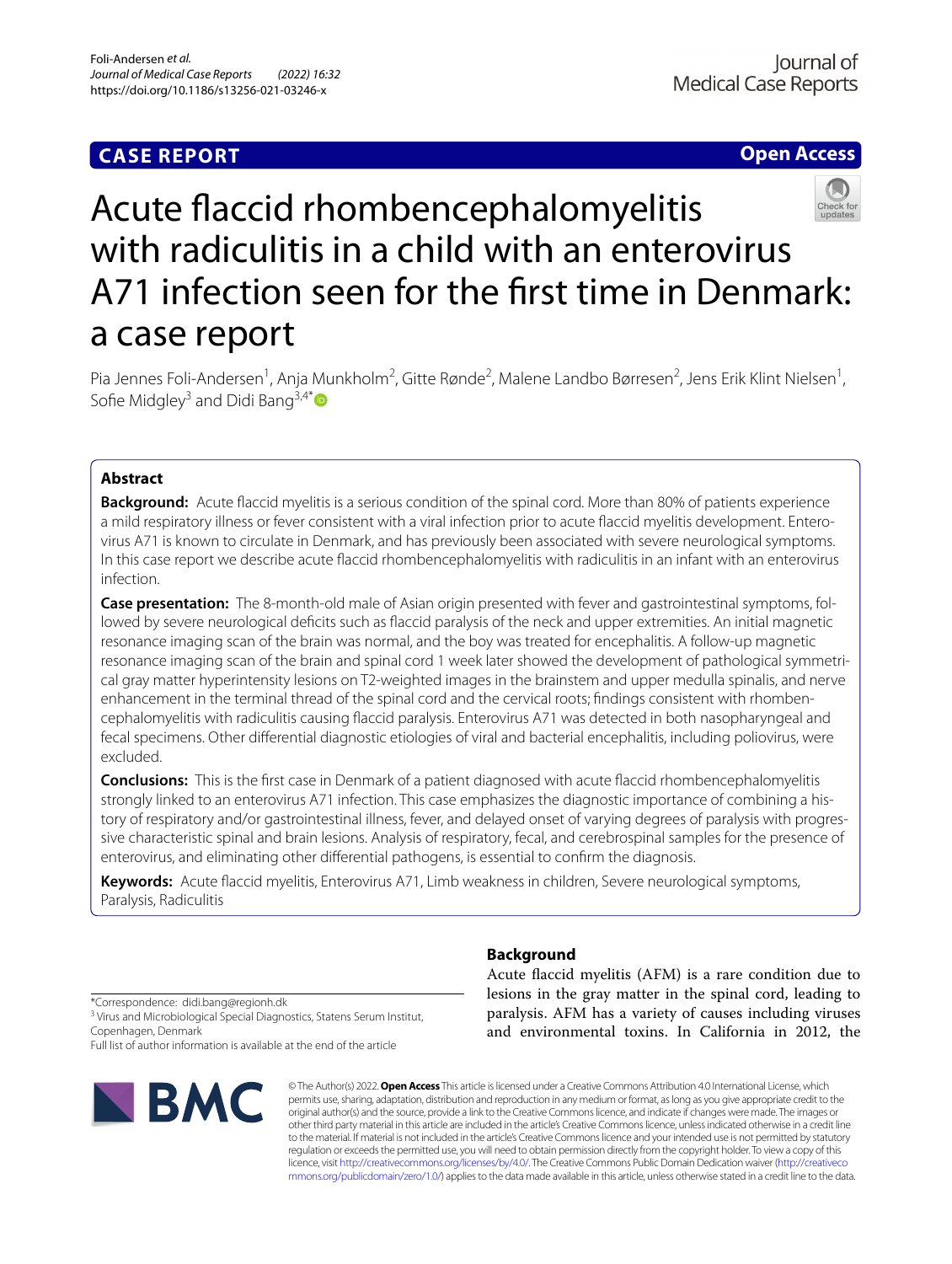CASE REPORT

Open Access

# Acute flaccid rhombencephalomyelitis with radiculitis in a child with an enterovirus A71 infection seen for the first time in Denmark: a case report

Pia Jennes Foli-Andersen[1], Anja Munkholm[2], Gitte Rønde[2], Malene Landbo Børresen[2], Jens Erik Klint Nielsen[1], Sofie Midgley[3] and Didi Bang[3,4*]

## Abstract

**Background:** Acute flaccid myelitis is a serious condition of the spinal cord. More than 80% of patients experience a mild respiratory illness or fever consistent with a viral infection prior to acute flaccid myelitis development. Enterovirus A71 is known to circulate in Denmark, and has previously been associated with severe neurological symptoms. In this case report we describe acute flaccid rhombencephalomyelitis with radiculitis in an infant with an enterovirus infection.

**Case presentation:** The 8-month-old male of Asian origin presented with fever and gastrointestinal symptoms, followed by severe neurological deficits such as flaccid paralysis of the neck and upper extremities. An initial magnetic resonance imaging scan of the brain was normal, and the boy was treated for encephalitis. A follow-up magnetic resonance imaging scan of the brain and spinal cord 1 week later showed the development of pathological symmetrical gray matter hyperintensity lesions on T2-weighted images in the brainstem and upper medulla spinalis, and nerve enhancement in the terminal thread of the spinal cord and the cervical roots; findings consistent with rhombencephalomyelitis with radiculitis causing flaccid paralysis. Enterovirus A71 was detected in both nasopharyngeal and fecal specimens. Other differential diagnostic etiologies of viral and bacterial encephalitis, including poliovirus, were excluded.

**Conclusions:** This is the first case in Denmark of a patient diagnosed with acute flaccid rhombencephalomyelitis strongly linked to an enterovirus A71 infection. This case emphasizes the diagnostic importance of combining a history of respiratory and/or gastrointestinal illness, fever, and delayed onset of varying degrees of paralysis with progressive characteristic spinal and brain lesions. Analysis of respiratory, fecal, and cerebrospinal samples for the presence of enterovirus, and eliminating other differential pathogens, is essential to confirm the diagnosis.

**Keywords:** Acute flaccid myelitis, Enterovirus A71, Limb weakness in children, Severe neurological symptoms, Paralysis, Radiculitis

## Background

Acute flaccid myelitis (AFM) is a rare condition due to lesions in the gray matter in the spinal cord, leading to paralysis. AFM has a variety of causes including viruses and environmental toxins. In California in 2012, the

*Correspondence: didi.bang@regionh.dk
[3] Virus and Microbiological Special Diagnostics, Statens Serum Institut, Copenhagen, Denmark
Full list of author information is available at the end of the article

© The Author(s) 2022. **Open Access** This article is licensed under a Creative Commons Attribution 4.0 International License, which permits use, sharing, adaptation, distribution and reproduction in any medium or format, as long as you give appropriate credit to the original author(s) and the source, provide a link to the Creative Commons licence, and indicate if changes were made. The images or other third party material in this article are included in the article's Creative Commons licence, unless indicated otherwise in a credit line to the material. If material is not included in the article's Creative Commons licence and your intended use is not permitted by statutory regulation or exceeds the permitted use, you will need to obtain permission directly from the copyright holder. To view a copy of this licence, visit http://creativecommons.org/licenses/by/4.0/. The Creative Commons Public Domain Dedication waiver (http://creativecommons.org/publicdomain/zero/1.0/) applies to the data made available in this article, unless otherwise stated in a credit line to the data.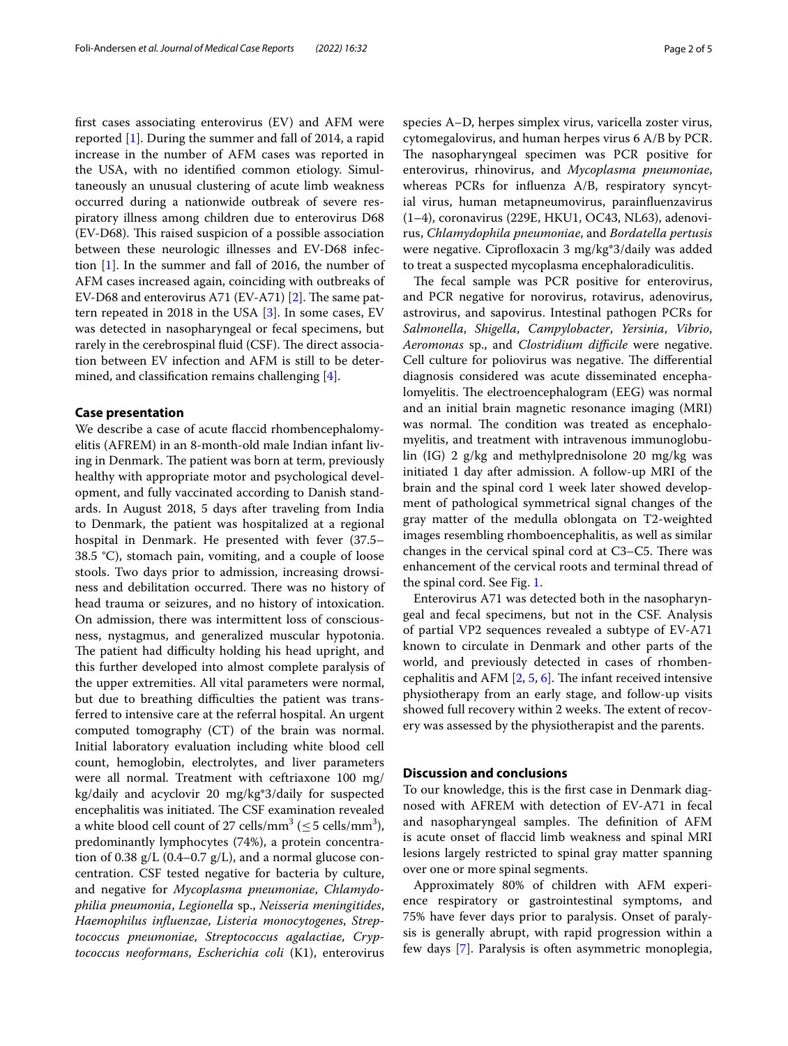first cases associating enterovirus (EV) and AFM were reported [1]. During the summer and fall of 2014, a rapid increase in the number of AFM cases was reported in the USA, with no identified common etiology. Simultaneously an unusual clustering of acute limb weakness occurred during a nationwide outbreak of severe respiratory illness among children due to enterovirus D68 (EV-D68). This raised suspicion of a possible association between these neurologic illnesses and EV-D68 infection [1]. In the summer and fall of 2016, the number of AFM cases increased again, coinciding with outbreaks of EV-D68 and enterovirus A71 (EV-A71) [2]. The same pattern repeated in 2018 in the USA [3]. In some cases, EV was detected in nasopharyngeal or fecal specimens, but rarely in the cerebrospinal fluid (CSF). The direct association between EV infection and AFM is still to be determined, and classification remains challenging [4].

## Case presentation

We describe a case of acute flaccid rhombencephalomyelitis (AFREM) in an 8-month-old male Indian infant living in Denmark. The patient was born at term, previously healthy with appropriate motor and psychological development, and fully vaccinated according to Danish standards. In August 2018, 5 days after traveling from India to Denmark, the patient was hospitalized at a regional hospital in Denmark. He presented with fever (37.5–38.5 °C), stomach pain, vomiting, and a couple of loose stools. Two days prior to admission, increasing drowsiness and debilitation occurred. There was no history of head trauma or seizures, and no history of intoxication. On admission, there was intermittent loss of consciousness, nystagmus, and generalized muscular hypotonia. The patient had difficulty holding his head upright, and this further developed into almost complete paralysis of the upper extremities. All vital parameters were normal, but due to breathing difficulties the patient was transferred to intensive care at the referral hospital. An urgent computed tomography (CT) of the brain was normal. Initial laboratory evaluation including white blood cell count, hemoglobin, electrolytes, and liver parameters were all normal. Treatment with ceftriaxone 100 mg/kg/daily and acyclovir 20 mg/kg*3/daily for suspected encephalitis was initiated. The CSF examination revealed a white blood cell count of 27 cells/mm$^3$ ($\leq 5$ cells/mm$^3$), predominantly lymphocytes (74%), a protein concentration of 0.38 g/L (0.4–0.7 g/L), and a normal glucose concentration. CSF tested negative for bacteria by culture, and negative for *Mycoplasma pneumoniae*, *Chlamydophilia pneumonia*, *Legionella* sp., *Neisseria meningitides*, *Haemophilus influenzae*, *Listeria monocytogenes*, *Streptococcus pneumoniae*, *Streptococcus agalactiae*, *Cryptococcus neoformans*, *Escherichia coli* (K1), enterovirus species A–D, herpes simplex virus, varicella zoster virus, cytomegalovirus, and human herpes virus 6 A/B by PCR. The nasopharyngeal specimen was PCR positive for enterovirus, rhinovirus, and *Mycoplasma pneumoniae*, whereas PCRs for influenza A/B, respiratory syncytial virus, human metapneumovirus, parainfluenzavirus (1–4), coronavirus (229E, HKU1, OC43, NL63), adenovirus, *Chlamydophila pneumoniae*, and *Bordatella pertusis* were negative. Ciprofloxacin 3 mg/kg*3/daily was added to treat a suspected mycoplasma encephaloradiculitis.

The fecal sample was PCR positive for enterovirus, and PCR negative for norovirus, rotavirus, adenovirus, astrovirus, and sapovirus. Intestinal pathogen PCRs for *Salmonella*, *Shigella*, *Campylobacter*, *Yersinia*, *Vibrio*, *Aeromonas* sp., and *Clostridium difficile* were negative. Cell culture for poliovirus was negative. The differential diagnosis considered was acute disseminated encephalomyelitis. The electroencephalogram (EEG) was normal and an initial brain magnetic resonance imaging (MRI) was normal. The condition was treated as encephalomyelitis, and treatment with intravenous immunoglobulin (IG) 2 g/kg and methylprednisolone 20 mg/kg was initiated 1 day after admission. A follow-up MRI of the brain and the spinal cord 1 week later showed development of pathological symmetrical signal changes of the gray matter of the medulla oblongata on T2-weighted images resembling rhomboencephalitis, as well as similar changes in the cervical spinal cord at C3–C5. There was enhancement of the cervical roots and terminal thread of the spinal cord. See Fig. 1.

Enterovirus A71 was detected both in the nasopharyngeal and fecal specimens, but not in the CSF. Analysis of partial VP2 sequences revealed a subtype of EV-A71 known to circulate in Denmark and other parts of the world, and previously detected in cases of rhombencephalitis and AFM [2, 5, 6]. The infant received intensive physiotherapy from an early stage, and follow-up visits showed full recovery within 2 weeks. The extent of recovery was assessed by the physiotherapist and the parents.

## Discussion and conclusions

To our knowledge, this is the first case in Denmark diagnosed with AFREM with detection of EV-A71 in fecal and nasopharyngeal samples. The definition of AFM is acute onset of flaccid limb weakness and spinal MRI lesions largely restricted to spinal gray matter spanning over one or more spinal segments.

Approximately 80% of children with AFM experience respiratory or gastrointestinal symptoms, and 75% have fever days prior to paralysis. Onset of paralysis is generally abrupt, with rapid progression within a few days [7]. Paralysis is often asymmetric monoplegia,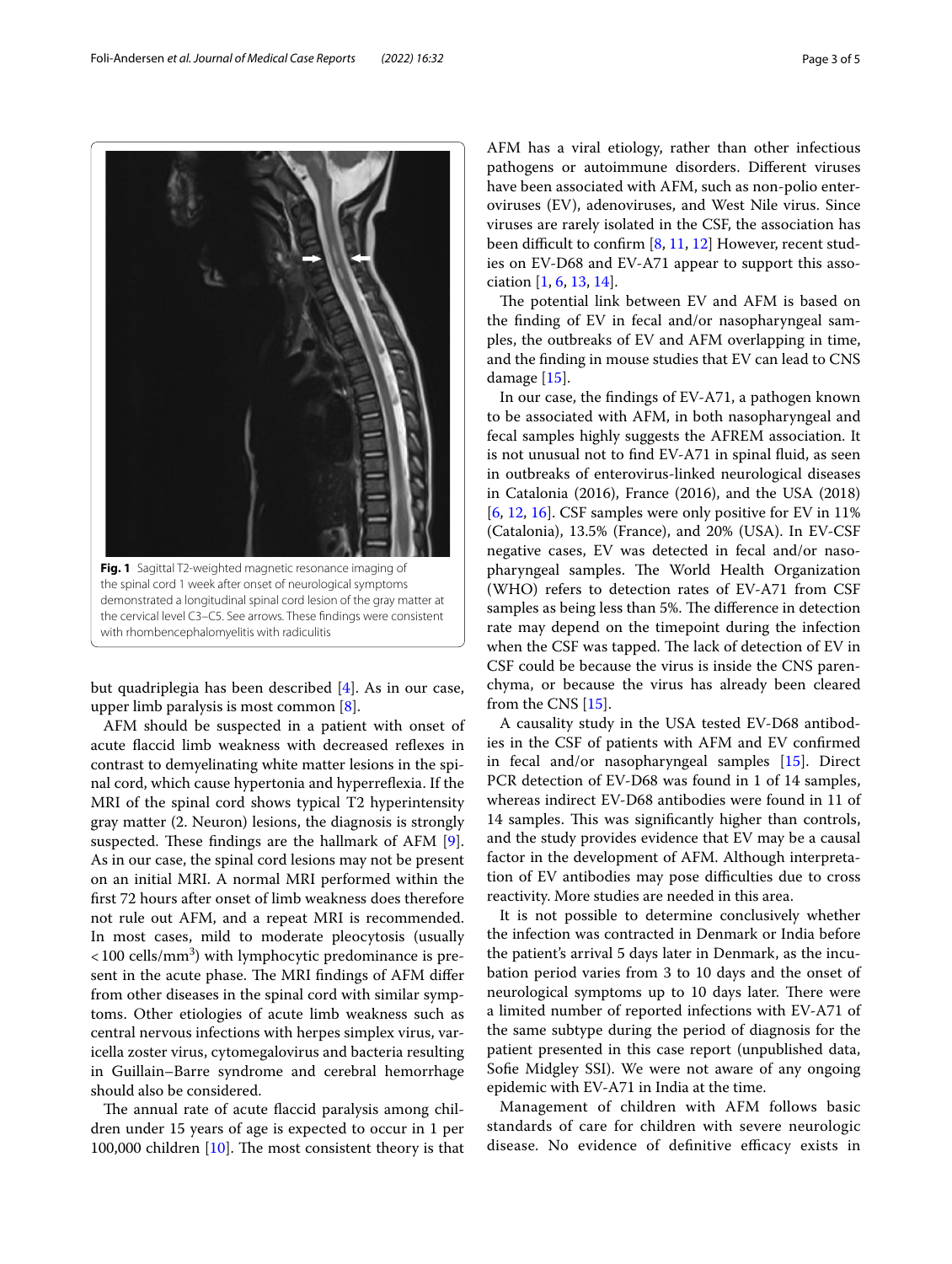**Fig. 1** Sagittal T2-weighted magnetic resonance imaging of the spinal cord 1 week after onset of neurological symptoms demonstrated a longitudinal spinal cord lesion of the gray matter at the cervical level C3–C5. See arrows. These findings were consistent with rhombencephalomyelitis with radiculitis

but quadriplegia has been described [4]. As in our case, upper limb paralysis is most common [8].

AFM should be suspected in a patient with onset of acute flaccid limb weakness with decreased reflexes in contrast to demyelinating white matter lesions in the spinal cord, which cause hypertonia and hyperreflexia. If the MRI of the spinal cord shows typical T2 hyperintensity gray matter (2. Neuron) lesions, the diagnosis is strongly suspected. These findings are the hallmark of AFM [9]. As in our case, the spinal cord lesions may not be present on an initial MRI. A normal MRI performed within the first 72 hours after onset of limb weakness does therefore not rule out AFM, and a repeat MRI is recommended. In most cases, mild to moderate pleocytosis (usually $< 100$ cells/mm$^3$) with lymphocytic predominance is present in the acute phase. The MRI findings of AFM differ from other diseases in the spinal cord with similar symptoms. Other etiologies of acute limb weakness such as central nervous infections with herpes simplex virus, varicella zoster virus, cytomegalovirus and bacteria resulting in Guillain–Barre syndrome and cerebral hemorrhage should also be considered.

The annual rate of acute flaccid paralysis among children under 15 years of age is expected to occur in 1 per 100,000 children [10]. The most consistent theory is that AFM has a viral etiology, rather than other infectious pathogens or autoimmune disorders. Different viruses have been associated with AFM, such as non-polio enteroviruses (EV), adenoviruses, and West Nile virus. Since viruses are rarely isolated in the CSF, the association has been difficult to confirm [8, 11, 12] However, recent studies on EV-D68 and EV-A71 appear to support this association [1, 6, 13, 14].

The potential link between EV and AFM is based on the finding of EV in fecal and/or nasopharyngeal samples, the outbreaks of EV and AFM overlapping in time, and the finding in mouse studies that EV can lead to CNS damage [15].

In our case, the findings of EV-A71, a pathogen known to be associated with AFM, in both nasopharyngeal and fecal samples highly suggests the AFREM association. It is not unusual not to find EV-A71 in spinal fluid, as seen in outbreaks of enterovirus-linked neurological diseases in Catalonia (2016), France (2016), and the USA (2018) [6, 12, 16]. CSF samples were only positive for EV in 11% (Catalonia), 13.5% (France), and 20% (USA). In EV-CSF negative cases, EV was detected in fecal and/or nasopharyngeal samples. The World Health Organization (WHO) refers to detection rates of EV-A71 from CSF samples as being less than 5%. The difference in detection rate may depend on the timepoint during the infection when the CSF was tapped. The lack of detection of EV in CSF could be because the virus is inside the CNS parenchyma, or because the virus has already been cleared from the CNS [15].

A causality study in the USA tested EV-D68 antibodies in the CSF of patients with AFM and EV confirmed in fecal and/or nasopharyngeal samples [15]. Direct PCR detection of EV-D68 was found in 1 of 14 samples, whereas indirect EV-D68 antibodies were found in 11 of 14 samples. This was significantly higher than controls, and the study provides evidence that EV may be a causal factor in the development of AFM. Although interpretation of EV antibodies may pose difficulties due to cross reactivity. More studies are needed in this area.

It is not possible to determine conclusively whether the infection was contracted in Denmark or India before the patient's arrival 5 days later in Denmark, as the incubation period varies from 3 to 10 days and the onset of neurological symptoms up to 10 days later. There were a limited number of reported infections with EV-A71 of the same subtype during the period of diagnosis for the patient presented in this case report (unpublished data, Sofie Midgley SSI). We were not aware of any ongoing epidemic with EV-A71 in India at the time.

Management of children with AFM follows basic standards of care for children with severe neurologic disease. No evidence of definitive efficacy exists in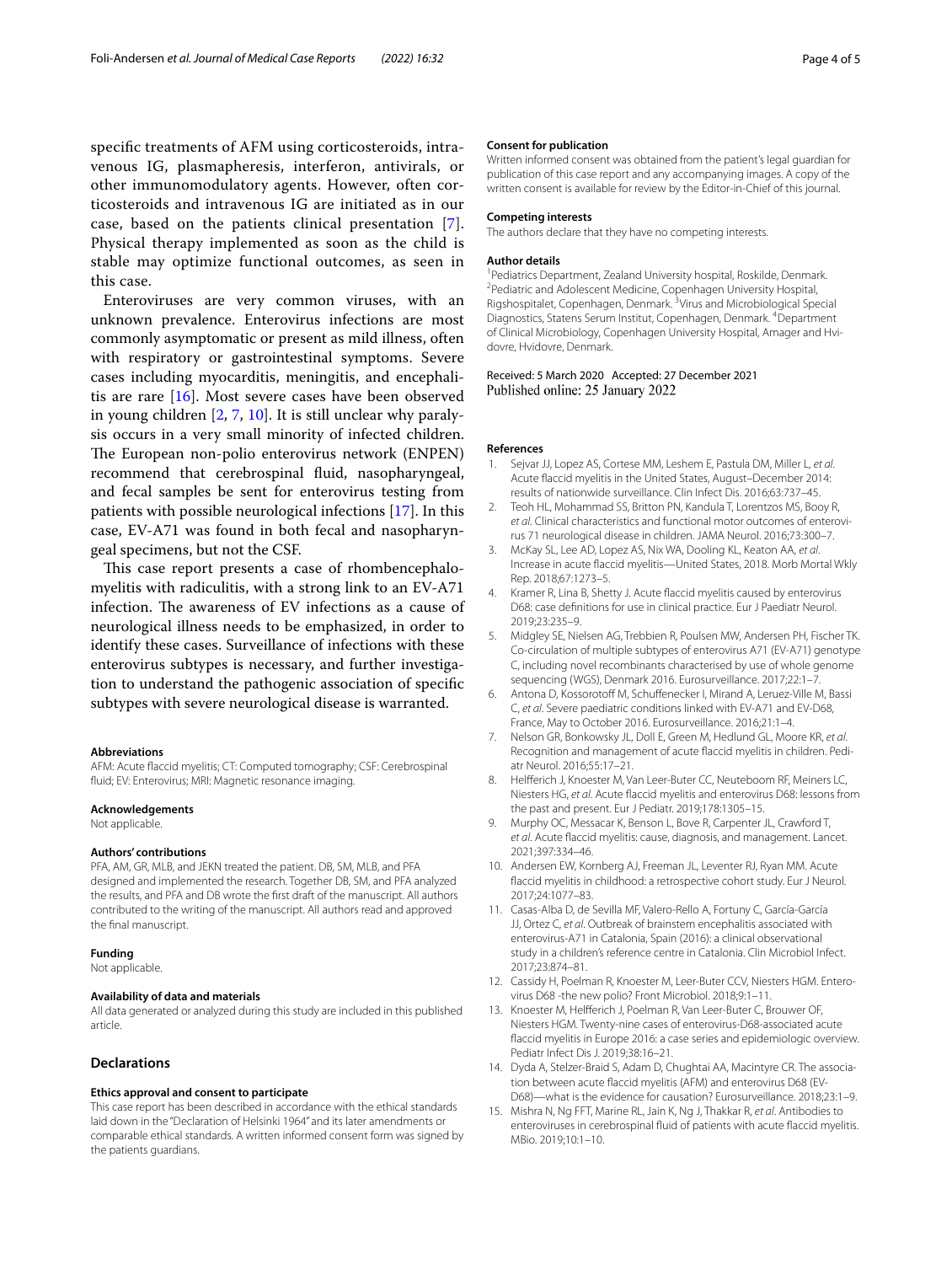specific treatments of AFM using corticosteroids, intravenous IG, plasmapheresis, interferon, antivirals, or other immunomodulatory agents. However, often corticosteroids and intravenous IG are initiated as in our case, based on the patients clinical presentation [7]. Physical therapy implemented as soon as the child is stable may optimize functional outcomes, as seen in this case.

Enteroviruses are very common viruses, with an unknown prevalence. Enterovirus infections are most commonly asymptomatic or present as mild illness, often with respiratory or gastrointestinal symptoms. Severe cases including myocarditis, meningitis, and encephalitis are rare [16]. Most severe cases have been observed in young children [2, 7, 10]. It is still unclear why paralysis occurs in a very small minority of infected children. The European non-polio enterovirus network (ENPEN) recommend that cerebrospinal fluid, nasopharyngeal, and fecal samples be sent for enterovirus testing from patients with possible neurological infections [17]. In this case, EV-A71 was found in both fecal and nasopharyngeal specimens, but not the CSF.

This case report presents a case of rhombencephalomyelitis with radiculitis, with a strong link to an EV-A71 infection. The awareness of EV infections as a cause of neurological illness needs to be emphasized, in order to identify these cases. Surveillance of infections with these enterovirus subtypes is necessary, and further investigation to understand the pathogenic association of specific subtypes with severe neurological disease is warranted.

#### Abbreviations
AFM: Acute flaccid myelitis; CT: Computed tomography; CSF: Cerebrospinal fluid; EV: Enterovirus; MRI: Magnetic resonance imaging.

#### Acknowledgements
Not applicable.

#### Authors' contributions
PFA, AM, GR, MLB, and JEKN treated the patient. DB, SM, MLB, and PFA designed and implemented the research. Together DB, SM, and PFA analyzed the results, and PFA and DB wrote the first draft of the manuscript. All authors contributed to the writing of the manuscript. All authors read and approved the final manuscript.

#### Funding
Not applicable.

#### Availability of data and materials
All data generated or analyzed during this study are included in this published article.

## Declarations

#### Ethics approval and consent to participate
This case report has been described in accordance with the ethical standards laid down in the "Declaration of Helsinki 1964" and its later amendments or comparable ethical standards. A written informed consent form was signed by the patients guardians.

#### Consent for publication
Written informed consent was obtained from the patient's legal guardian for publication of this case report and any accompanying images. A copy of the written consent is available for review by the Editor-in-Chief of this journal.

#### Competing interests
The authors declare that they have no competing interests.

#### Author details
[1]Pediatrics Department, Zealand University hospital, Roskilde, Denmark. [2]Pediatric and Adolescent Medicine, Copenhagen University Hospital, Rigshospitalet, Copenhagen, Denmark. [3]Virus and Microbiological Special Diagnostics, Statens Serum Institut, Copenhagen, Denmark. [4]Department of Clinical Microbiology, Copenhagen University Hospital, Amager and Hvidovre, Hvidovre, Denmark.

Received: 5 March 2020 Accepted: 27 December 2021
Published online: 25 January 2022

#### References
1. Sejvar JJ, Lopez AS, Cortese MM, Leshem E, Pastula DM, Miller L, *et al*. Acute flaccid myelitis in the United States, August–December 2014: results of nationwide surveillance. Clin Infect Dis. 2016;63:737–45.
2. Teoh HL, Mohammad SS, Britton PN, Kandula T, Lorentzos MS, Booy R, *et al*. Clinical characteristics and functional motor outcomes of enterovirus 71 neurological disease in children. JAMA Neurol. 2016;73:300–7.
3. McKay SL, Lee AD, Lopez AS, Nix WA, Dooling KL, Keaton AA, *et al*. Increase in acute flaccid myelitis—United States, 2018. Morb Mortal Wkly Rep. 2018;67:1273–5.
4. Kramer R, Lina B, Shetty J. Acute flaccid myelitis caused by enterovirus D68: case definitions for use in clinical practice. Eur J Paediatr Neurol. 2019;23:235–9.
5. Midgley SE, Nielsen AG, Trebbien R, Poulsen MW, Andersen PH, Fischer TK. Co-circulation of multiple subtypes of enterovirus A71 (EV-A71) genotype C, including novel recombinants characterised by use of whole genome sequencing (WGS), Denmark 2016. Eurosurveillance. 2017;22:1–7.
6. Antona D, Kossorotoff M, Schuffenecker I, Mirand A, Leruez-Ville M, Bassi C, *et al*. Severe paediatric conditions linked with EV-A71 and EV-D68, France, May to October 2016. Eurosurveillance. 2016;21:1–4.
7. Nelson GR, Bonkowsky JL, Doll E, Green M, Hedlund GL, Moore KR, *et al*. Recognition and management of acute flaccid myelitis in children. Pediatr Neurol. 2016;55:17–21.
8. Helfferich J, Knoester M, Van Leer-Buter CC, Neuteboom RF, Meiners LC, Niesters HG, *et al*. Acute flaccid myelitis and enterovirus D68: lessons from the past and present. Eur J Pediatr. 2019;178:1305–15.
9. Murphy OC, Messacar K, Benson L, Bove R, Carpenter JL, Crawford T, *et al*. Acute flaccid myelitis: cause, diagnosis, and management. Lancet. 2021;397:334–46.
10. Andersen EW, Kornberg AJ, Freeman JL, Leventer RJ, Ryan MM. Acute flaccid myelitis in childhood: a retrospective cohort study. Eur J Neurol. 2017;24:1077–83.
11. Casas-Alba D, de Sevilla MF, Valero-Rello A, Fortuny C, García-García JJ, Ortez C, *et al*. Outbreak of brainstem encephalitis associated with enterovirus-A71 in Catalonia, Spain (2016): a clinical observational study in a children's reference centre in Catalonia. Clin Microbiol Infect. 2017;23:874–81.
12. Cassidy H, Poelman R, Knoester M, Leer-Buter CCV, Niesters HGM. Enterovirus D68 -the new polio? Front Microbiol. 2018;9:1–11.
13. Knoester M, Helfferich J, Poelman R, Van Leer-Buter C, Brouwer OF, Niesters HGM. Twenty-nine cases of enterovirus-D68-associated acute flaccid myelitis in Europe 2016: a case series and epidemiologic overview. Pediatr Infect Dis J. 2019;38:16–21.
14. Dyda A, Stelzer-Braid S, Adam D, Chughtai AA, Macintyre CR. The association between acute flaccid myelitis (AFM) and enterovirus D68 (EV-D68)—what is the evidence for causation? Eurosurveillance. 2018;23:1–9.
15. Mishra N, Ng FFT, Marine RL, Jain K, Ng J, Thakkar R, *et al*. Antibodies to enteroviruses in cerebrospinal fluid of patients with acute flaccid myelitis. MBio. 2019;10:1–10.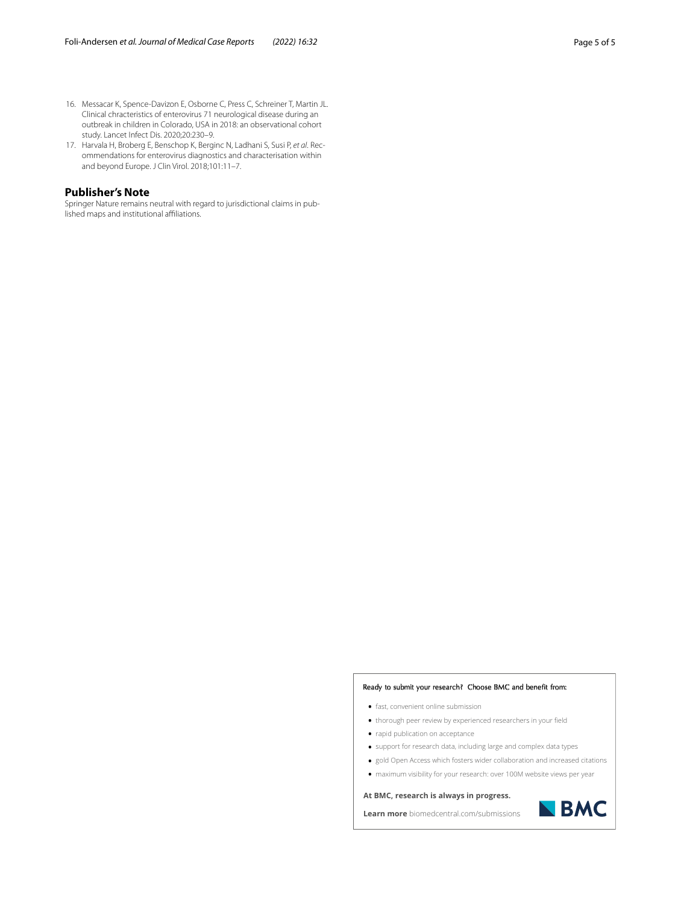16. Messacar K, Spence-Davizon E, Osborne C, Press C, Schreiner T, Martin JL. Clinical chracteristics of enterovirus 71 neurological disease during an outbreak in children in Colorado, USA in 2018: an observational cohort study. Lancet Infect Dis. 2020;20:230–9.
17. Harvala H, Broberg E, Benschop K, Berginc N, Ladhani S, Susi P, *et al*. Recommendations for enterovirus diagnostics and characterisation within and beyond Europe. J Clin Virol. 2018;101:11–7.

## Publisher's Note

Springer Nature remains neutral with regard to jurisdictional claims in published maps and institutional affiliations.

Ready to submit your research? Choose BMC and benefit from:

- fast, convenient online submission
- thorough peer review by experienced researchers in your field
- rapid publication on acceptance
- support for research data, including large and complex data types
- gold Open Access which fosters wider collaboration and increased citations
- maximum visibility for your research: over 100M website views per year

**At BMC, research is always in progress.**

**Learn more** biomedcentral.com/submissions

BMC